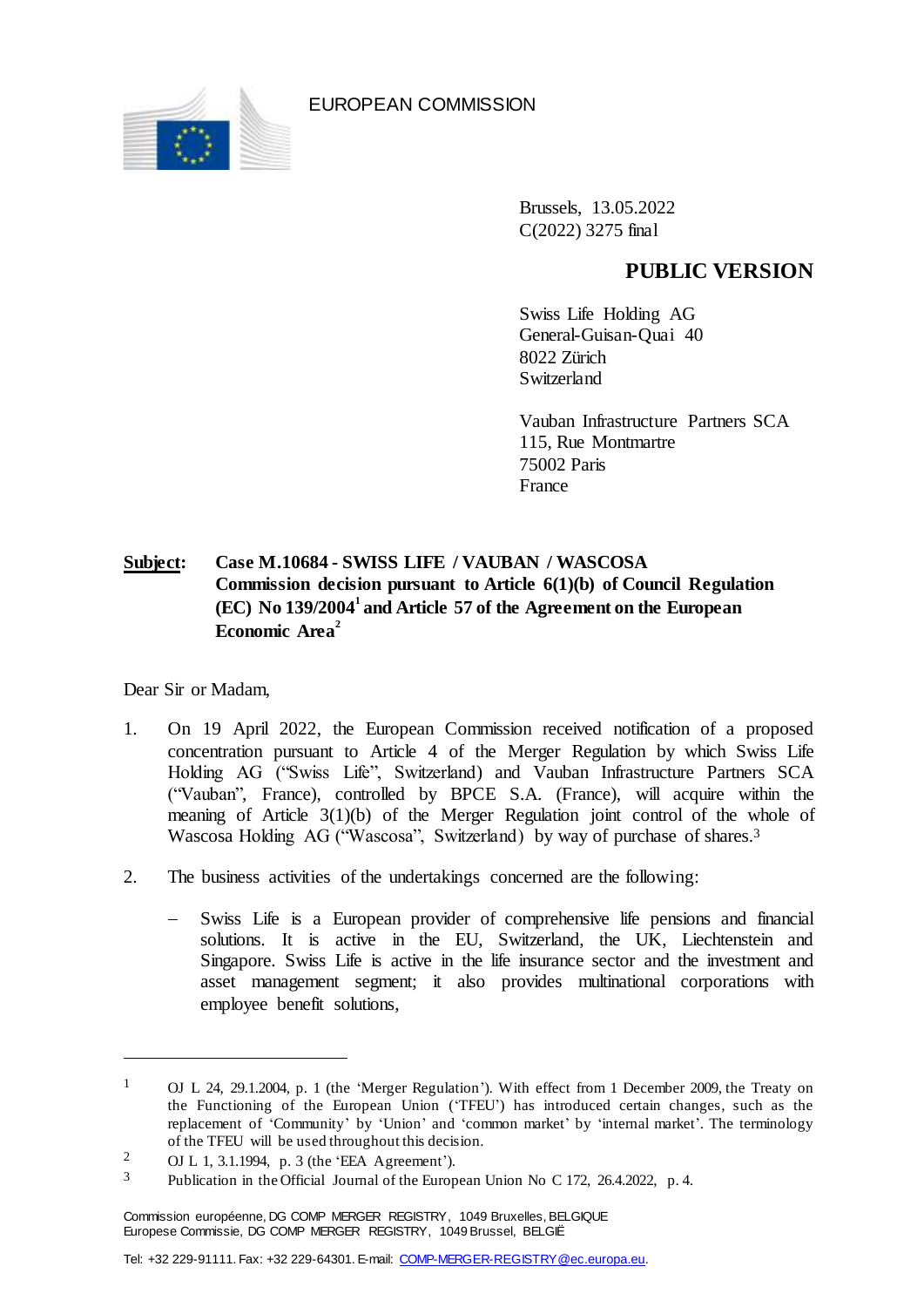EUROPEAN COMMISSION

Brussels, 13.05.2022
C(2022) 3275 final

**PUBLIC VERSION**

Swiss Life Holding AG
General-Guisan-Quai 40
8022 Zürich
Switzerland

Vauban Infrastructure Partners SCA
115, Rue Montmartre
75002 Paris
France

**Subject: Case M.10684 - SWISS LIFE / VAUBAN / WASCOSA**
**Commission decision pursuant to Article 6(1)(b) of Council Regulation (EC) No 139/2004[1] and Article 57 of the Agreement on the European Economic Area[2]**

Dear Sir or Madam,

1. On 19 April 2022, the European Commission received notification of a proposed concentration pursuant to Article 4 of the Merger Regulation by which Swiss Life Holding AG ("Swiss Life", Switzerland) and Vauban Infrastructure Partners SCA ("Vauban", France), controlled by BPCE S.A. (France), will acquire within the meaning of Article 3(1)(b) of the Merger Regulation joint control of the whole of Wascosa Holding AG ("Wascosa", Switzerland) by way of purchase of shares.[3]

2. The business activities of the undertakings concerned are the following:

   – Swiss Life is a European provider of comprehensive life pensions and financial solutions. It is active in the EU, Switzerland, the UK, Liechtenstein and Singapore. Swiss Life is active in the life insurance sector and the investment and asset management segment; it also provides multinational corporations with employee benefit solutions,

---

[1] OJ L 24, 29.1.2004, p. 1 (the 'Merger Regulation'). With effect from 1 December 2009, the Treaty on the Functioning of the European Union ('TFEU') has introduced certain changes, such as the replacement of 'Community' by 'Union' and 'common market' by 'internal market'. The terminology of the TFEU will be used throughout this decision.

[2] OJ L 1, 3.1.1994, p. 3 (the 'EEA Agreement').

[3] Publication in the Official Journal of the European Union No C 172, 26.4.2022, p. 4.

Commission européenne, DG COMP MERGER REGISTRY, 1049 Bruxelles, BELGIQUE
Europese Commissie, DG COMP MERGER REGISTRY, 1049 Brussel, BELGIË

Tel: +32 229-91111. Fax: +32 229-64301. E-mail: COMP-MERGER-REGISTRY@ec.europa.eu.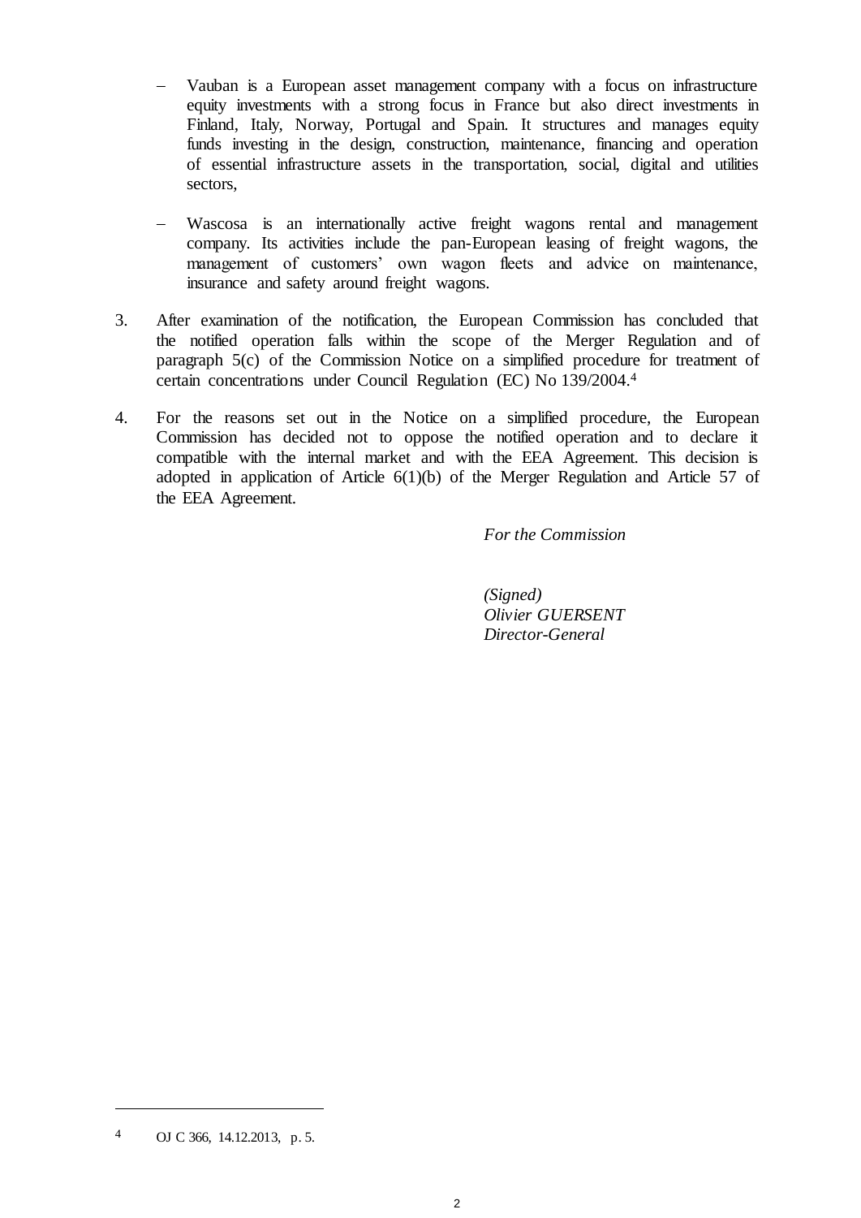- Vauban is a European asset management company with a focus on infrastructure equity investments with a strong focus in France but also direct investments in Finland, Italy, Norway, Portugal and Spain. It structures and manages equity funds investing in the design, construction, maintenance, financing and operation of essential infrastructure assets in the transportation, social, digital and utilities sectors,

- Wascosa is an internationally active freight wagons rental and management company. Its activities include the pan-European leasing of freight wagons, the management of customers' own wagon fleets and advice on maintenance, insurance and safety around freight wagons.

3. After examination of the notification, the European Commission has concluded that the notified operation falls within the scope of the Merger Regulation and of paragraph 5(c) of the Commission Notice on a simplified procedure for treatment of certain concentrations under Council Regulation (EC) No 139/2004.[4]

4. For the reasons set out in the Notice on a simplified procedure, the European Commission has decided not to oppose the notified operation and to declare it compatible with the internal market and with the EEA Agreement. This decision is adopted in application of Article 6(1)(b) of the Merger Regulation and Article 57 of the EEA Agreement.

*For the Commission*

*(Signed)*
*Olivier GUERSENT*
*Director-General*

---

[4] OJ C 366, 14.12.2013, p. 5.